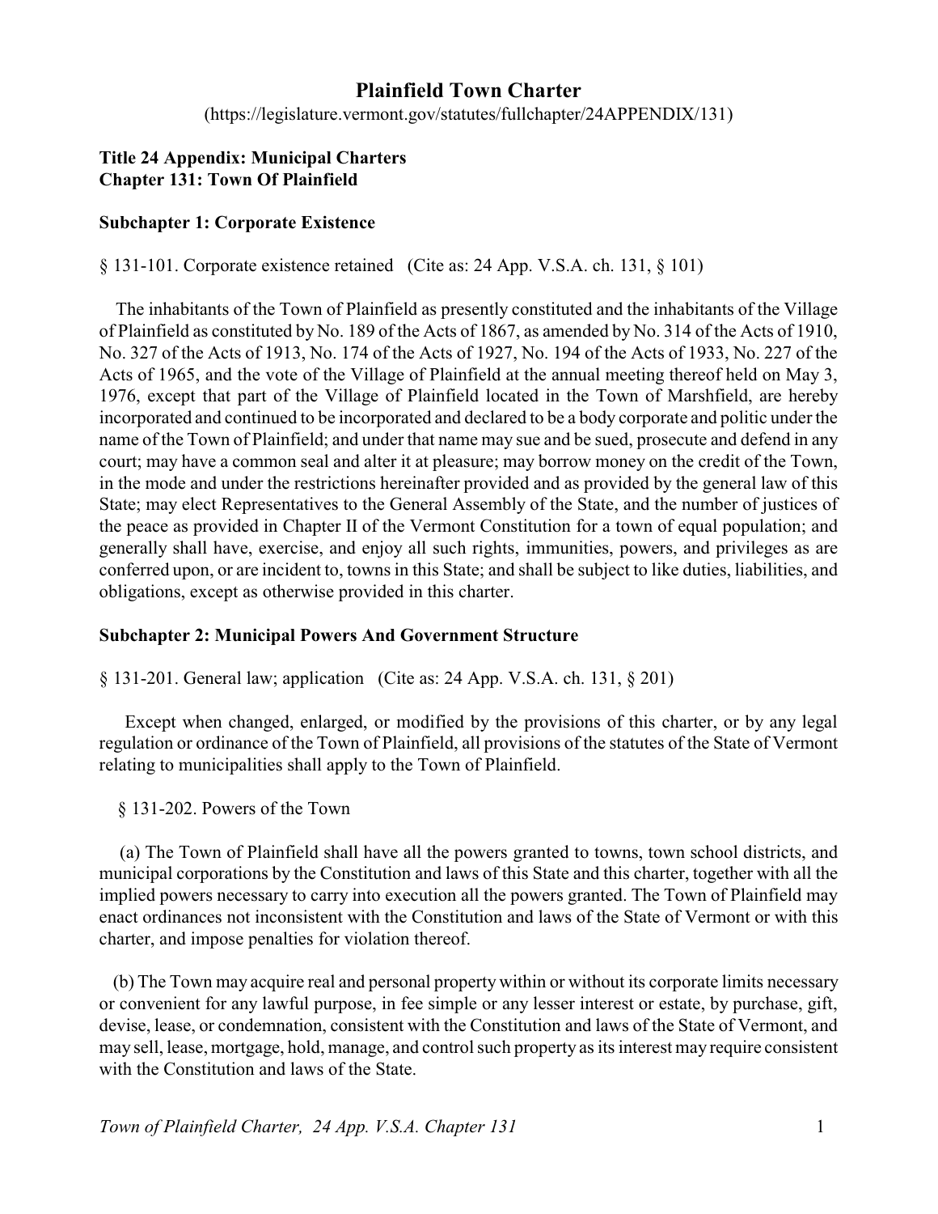# Plainfield Town Charter

(https://legislature.vermont.gov/statutes/fullchapter/24APPENDIX/131)

**Title 24 Appendix: Municipal Charters**
**Chapter 131: Town Of Plainfield**

## Subchapter 1: Corporate Existence

§ 131-101. Corporate existence retained (Cite as: 24 App. V.S.A. ch. 131, § 101)

The inhabitants of the Town of Plainfield as presently constituted and the inhabitants of the Village of Plainfield as constituted by No. 189 of the Acts of 1867, as amended by No. 314 of the Acts of 1910, No. 327 of the Acts of 1913, No. 174 of the Acts of 1927, No. 194 of the Acts of 1933, No. 227 of the Acts of 1965, and the vote of the Village of Plainfield at the annual meeting thereof held on May 3, 1976, except that part of the Village of Plainfield located in the Town of Marshfield, are hereby incorporated and continued to be incorporated and declared to be a body corporate and politic under the name of the Town of Plainfield; and under that name may sue and be sued, prosecute and defend in any court; may have a common seal and alter it at pleasure; may borrow money on the credit of the Town, in the mode and under the restrictions hereinafter provided and as provided by the general law of this State; may elect Representatives to the General Assembly of the State, and the number of justices of the peace as provided in Chapter II of the Vermont Constitution for a town of equal population; and generally shall have, exercise, and enjoy all such rights, immunities, powers, and privileges as are conferred upon, or are incident to, towns in this State; and shall be subject to like duties, liabilities, and obligations, except as otherwise provided in this charter.

## Subchapter 2: Municipal Powers And Government Structure

§ 131-201. General law; application (Cite as: 24 App. V.S.A. ch. 131, § 201)

Except when changed, enlarged, or modified by the provisions of this charter, or by any legal regulation or ordinance of the Town of Plainfield, all provisions of the statutes of the State of Vermont relating to municipalities shall apply to the Town of Plainfield.

§ 131-202. Powers of the Town

(a) The Town of Plainfield shall have all the powers granted to towns, town school districts, and municipal corporations by the Constitution and laws of this State and this charter, together with all the implied powers necessary to carry into execution all the powers granted. The Town of Plainfield may enact ordinances not inconsistent with the Constitution and laws of the State of Vermont or with this charter, and impose penalties for violation thereof.

(b) The Town may acquire real and personal property within or without its corporate limits necessary or convenient for any lawful purpose, in fee simple or any lesser interest or estate, by purchase, gift, devise, lease, or condemnation, consistent with the Constitution and laws of the State of Vermont, and may sell, lease, mortgage, hold, manage, and control such property as its interest may require consistent with the Constitution and laws of the State.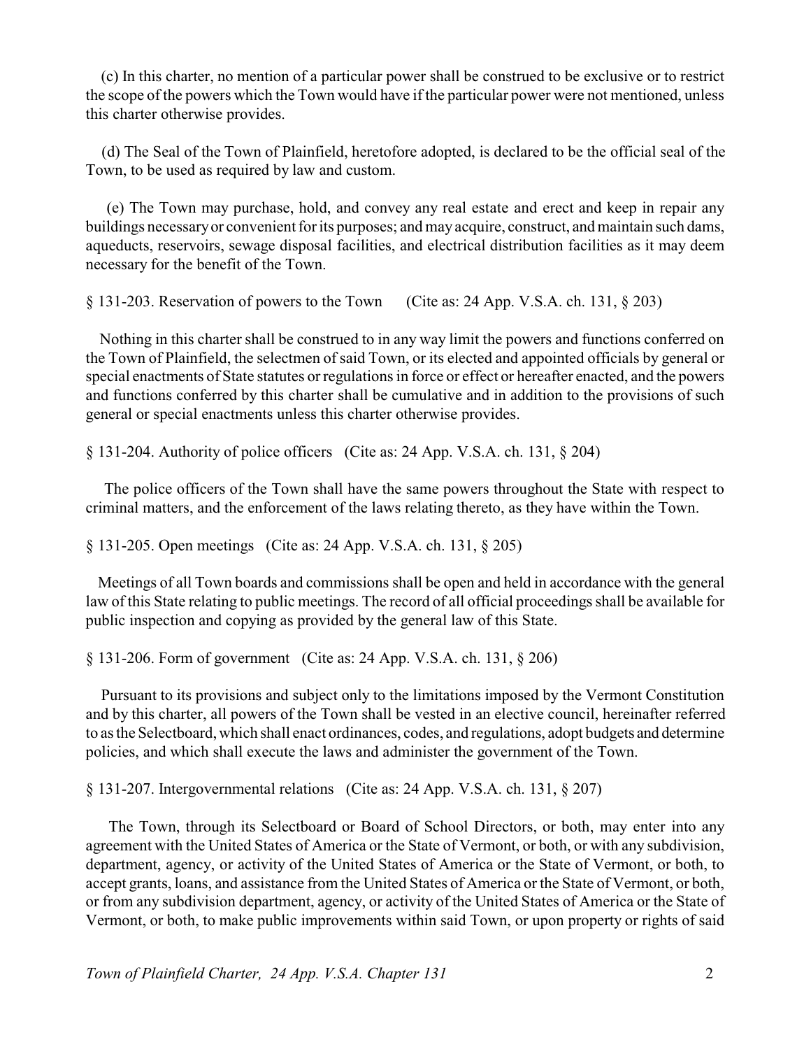(c) In this charter, no mention of a particular power shall be construed to be exclusive or to restrict the scope of the powers which the Town would have if the particular power were not mentioned, unless this charter otherwise provides.

(d) The Seal of the Town of Plainfield, heretofore adopted, is declared to be the official seal of the Town, to be used as required by law and custom.

(e) The Town may purchase, hold, and convey any real estate and erect and keep in repair any buildings necessary or convenient for its purposes; and may acquire, construct, and maintain such dams, aqueducts, reservoirs, sewage disposal facilities, and electrical distribution facilities as it may deem necessary for the benefit of the Town.

§ 131-203. Reservation of powers to the Town (Cite as: 24 App. V.S.A. ch. 131, § 203)

Nothing in this charter shall be construed to in any way limit the powers and functions conferred on the Town of Plainfield, the selectmen of said Town, or its elected and appointed officials by general or special enactments of State statutes or regulations in force or effect or hereafter enacted, and the powers and functions conferred by this charter shall be cumulative and in addition to the provisions of such general or special enactments unless this charter otherwise provides.

§ 131-204. Authority of police officers (Cite as: 24 App. V.S.A. ch. 131, § 204)

The police officers of the Town shall have the same powers throughout the State with respect to criminal matters, and the enforcement of the laws relating thereto, as they have within the Town.

§ 131-205. Open meetings (Cite as: 24 App. V.S.A. ch. 131, § 205)

Meetings of all Town boards and commissions shall be open and held in accordance with the general law of this State relating to public meetings. The record of all official proceedings shall be available for public inspection and copying as provided by the general law of this State.

§ 131-206. Form of government (Cite as: 24 App. V.S.A. ch. 131, § 206)

Pursuant to its provisions and subject only to the limitations imposed by the Vermont Constitution and by this charter, all powers of the Town shall be vested in an elective council, hereinafter referred to as the Selectboard, which shall enact ordinances, codes, and regulations, adopt budgets and determine policies, and which shall execute the laws and administer the government of the Town.

§ 131-207. Intergovernmental relations (Cite as: 24 App. V.S.A. ch. 131, § 207)

The Town, through its Selectboard or Board of School Directors, or both, may enter into any agreement with the United States of America or the State of Vermont, or both, or with any subdivision, department, agency, or activity of the United States of America or the State of Vermont, or both, to accept grants, loans, and assistance from the United States of America or the State of Vermont, or both, or from any subdivision department, agency, or activity of the United States of America or the State of Vermont, or both, to make public improvements within said Town, or upon property or rights of said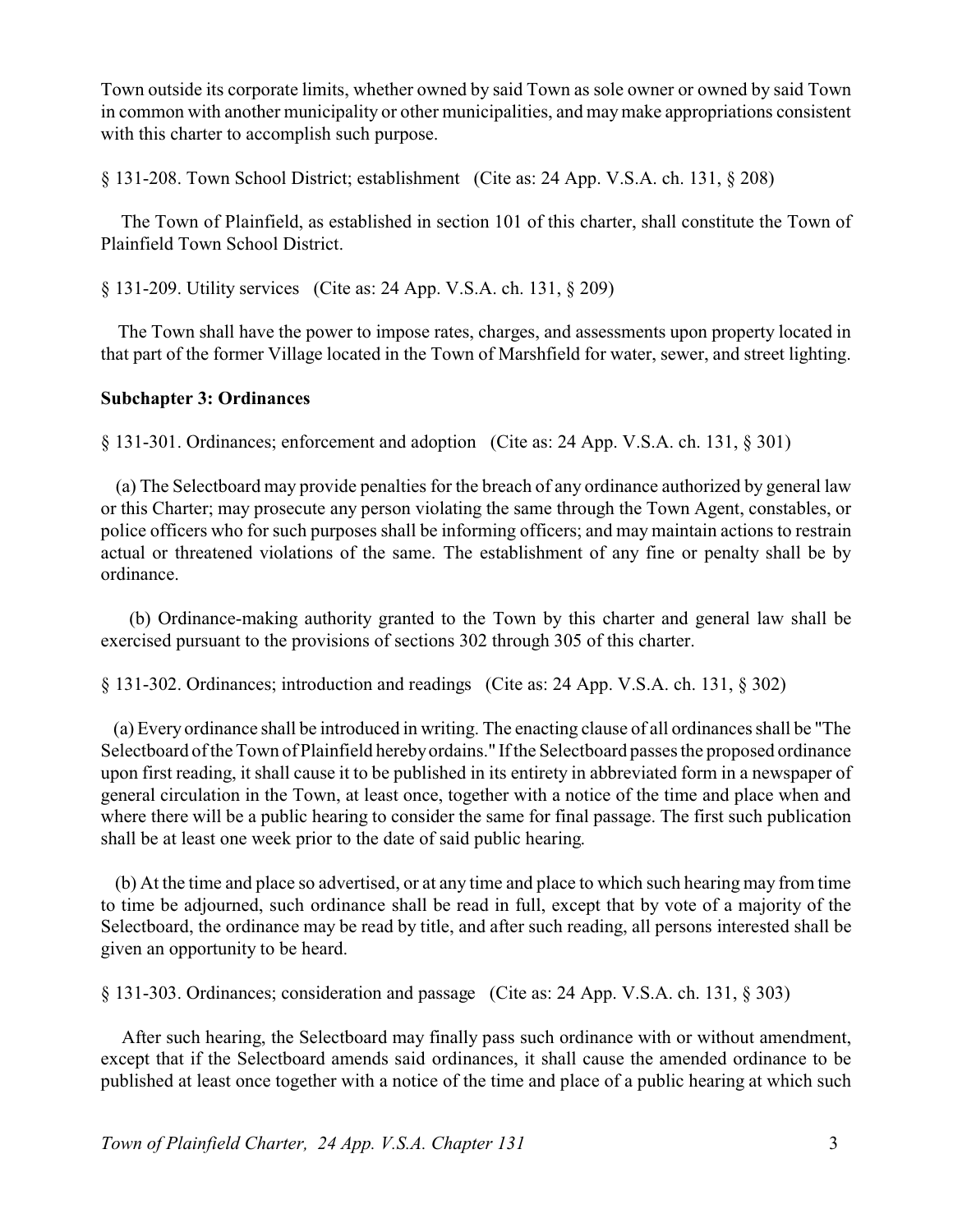Town outside its corporate limits, whether owned by said Town as sole owner or owned by said Town in common with another municipality or other municipalities, and may make appropriations consistent with this charter to accomplish such purpose.

§ 131-208. Town School District; establishment (Cite as: 24 App. V.S.A. ch. 131, § 208)

The Town of Plainfield, as established in section 101 of this charter, shall constitute the Town of Plainfield Town School District.

§ 131-209. Utility services (Cite as: 24 App. V.S.A. ch. 131, § 209)

The Town shall have the power to impose rates, charges, and assessments upon property located in that part of the former Village located in the Town of Marshfield for water, sewer, and street lighting.

**Subchapter 3: Ordinances**

§ 131-301. Ordinances; enforcement and adoption (Cite as: 24 App. V.S.A. ch. 131, § 301)

(a) The Selectboard may provide penalties for the breach of any ordinance authorized by general law or this Charter; may prosecute any person violating the same through the Town Agent, constables, or police officers who for such purposes shall be informing officers; and may maintain actions to restrain actual or threatened violations of the same. The establishment of any fine or penalty shall be by ordinance.

(b) Ordinance-making authority granted to the Town by this charter and general law shall be exercised pursuant to the provisions of sections 302 through 305 of this charter.

§ 131-302. Ordinances; introduction and readings (Cite as: 24 App. V.S.A. ch. 131, § 302)

(a) Every ordinance shall be introduced in writing. The enacting clause of all ordinances shall be "The Selectboard of the Town of Plainfield hereby ordains." If the Selectboard passes the proposed ordinance upon first reading, it shall cause it to be published in its entirety in abbreviated form in a newspaper of general circulation in the Town, at least once, together with a notice of the time and place when and where there will be a public hearing to consider the same for final passage. The first such publication shall be at least one week prior to the date of said public hearing.

(b) At the time and place so advertised, or at any time and place to which such hearing may from time to time be adjourned, such ordinance shall be read in full, except that by vote of a majority of the Selectboard, the ordinance may be read by title, and after such reading, all persons interested shall be given an opportunity to be heard.

§ 131-303. Ordinances; consideration and passage (Cite as: 24 App. V.S.A. ch. 131, § 303)

After such hearing, the Selectboard may finally pass such ordinance with or without amendment, except that if the Selectboard amends said ordinances, it shall cause the amended ordinance to be published at least once together with a notice of the time and place of a public hearing at which such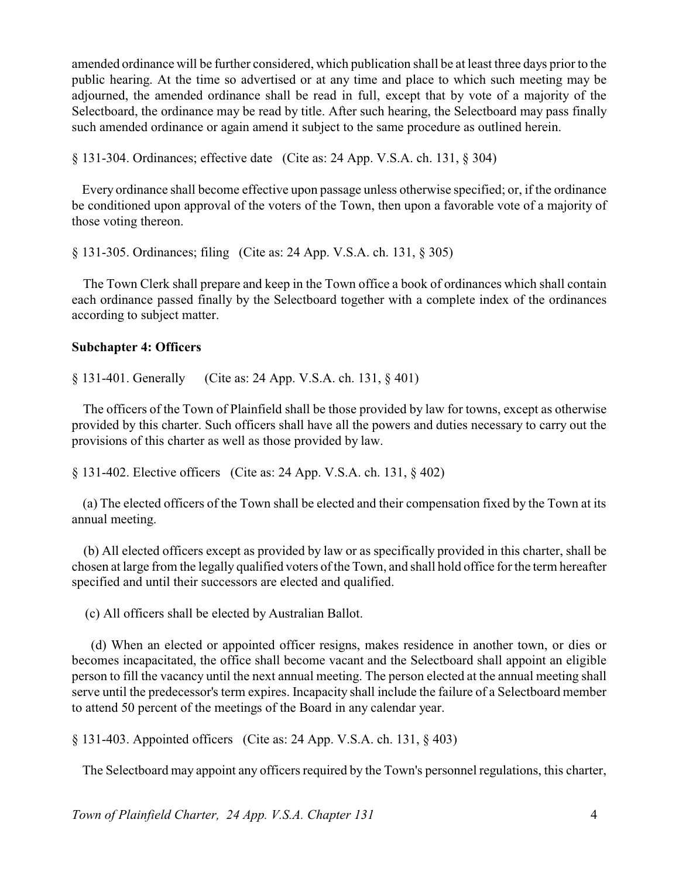amended ordinance will be further considered, which publication shall be at least three days prior to the public hearing. At the time so advertised or at any time and place to which such meeting may be adjourned, the amended ordinance shall be read in full, except that by vote of a majority of the Selectboard, the ordinance may be read by title. After such hearing, the Selectboard may pass finally such amended ordinance or again amend it subject to the same procedure as outlined herein.

§ 131-304. Ordinances; effective date (Cite as: 24 App. V.S.A. ch. 131, § 304)

Every ordinance shall become effective upon passage unless otherwise specified; or, if the ordinance be conditioned upon approval of the voters of the Town, then upon a favorable vote of a majority of those voting thereon.

§ 131-305. Ordinances; filing (Cite as: 24 App. V.S.A. ch. 131, § 305)

The Town Clerk shall prepare and keep in the Town office a book of ordinances which shall contain each ordinance passed finally by the Selectboard together with a complete index of the ordinances according to subject matter.

**Subchapter 4: Officers**

§ 131-401. Generally (Cite as: 24 App. V.S.A. ch. 131, § 401)

The officers of the Town of Plainfield shall be those provided by law for towns, except as otherwise provided by this charter. Such officers shall have all the powers and duties necessary to carry out the provisions of this charter as well as those provided by law.

§ 131-402. Elective officers (Cite as: 24 App. V.S.A. ch. 131, § 402)

(a) The elected officers of the Town shall be elected and their compensation fixed by the Town at its annual meeting.

(b) All elected officers except as provided by law or as specifically provided in this charter, shall be chosen at large from the legally qualified voters of the Town, and shall hold office for the term hereafter specified and until their successors are elected and qualified.

(c) All officers shall be elected by Australian Ballot.

(d) When an elected or appointed officer resigns, makes residence in another town, or dies or becomes incapacitated, the office shall become vacant and the Selectboard shall appoint an eligible person to fill the vacancy until the next annual meeting. The person elected at the annual meeting shall serve until the predecessor's term expires. Incapacity shall include the failure of a Selectboard member to attend 50 percent of the meetings of the Board in any calendar year.

§ 131-403. Appointed officers (Cite as: 24 App. V.S.A. ch. 131, § 403)

The Selectboard may appoint any officers required by the Town's personnel regulations, this charter,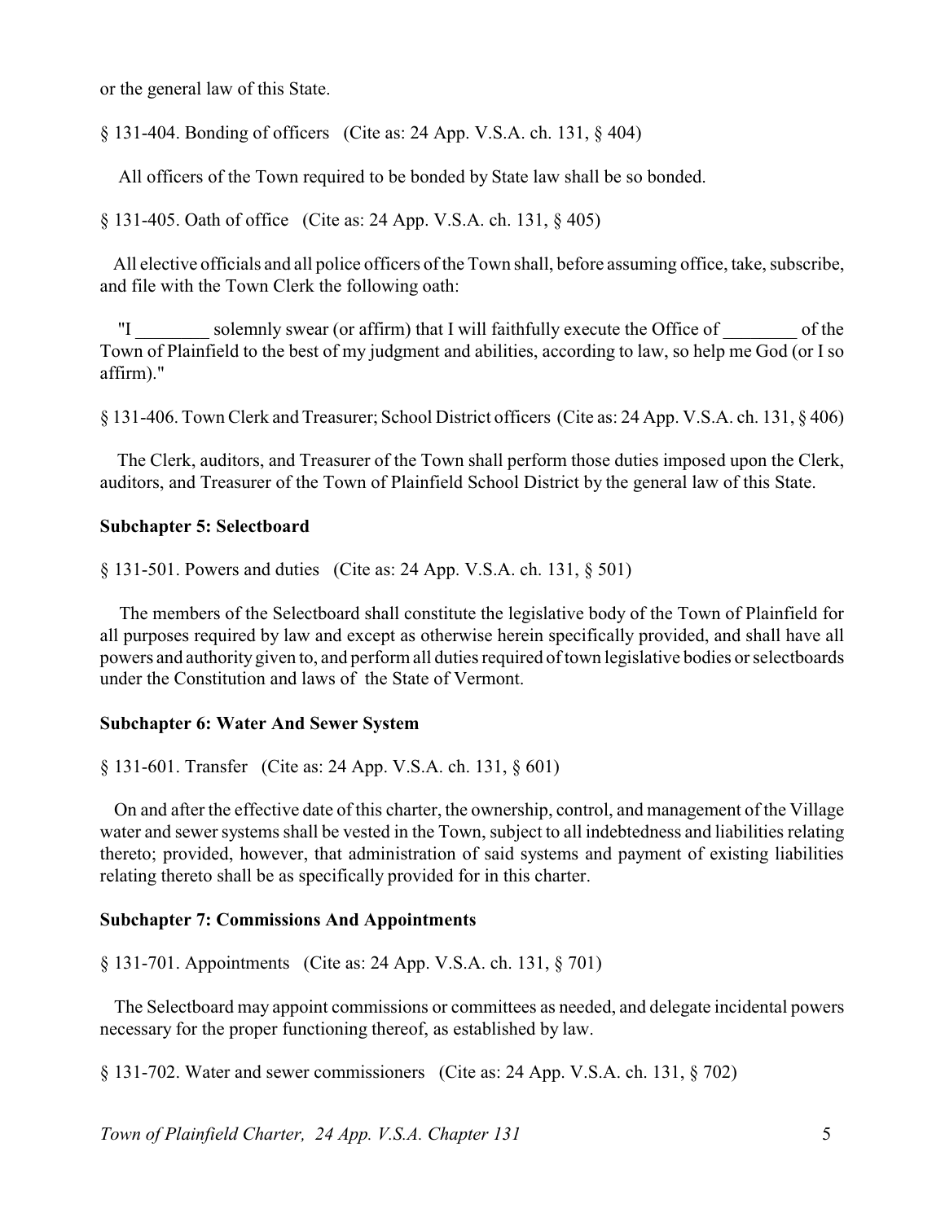or the general law of this State.

§ 131-404. Bonding of officers (Cite as: 24 App. V.S.A. ch. 131, § 404)

All officers of the Town required to be bonded by State law shall be so bonded.

§ 131-405. Oath of office (Cite as: 24 App. V.S.A. ch. 131, § 405)

All elective officials and all police officers of the Town shall, before assuming office, take, subscribe, and file with the Town Clerk the following oath:

"I ________ solemnly swear (or affirm) that I will faithfully execute the Office of ________ of the Town of Plainfield to the best of my judgment and abilities, according to law, so help me God (or I so affirm)."

§ 131-406. Town Clerk and Treasurer; School District officers (Cite as: 24 App. V.S.A. ch. 131, § 406)

The Clerk, auditors, and Treasurer of the Town shall perform those duties imposed upon the Clerk, auditors, and Treasurer of the Town of Plainfield School District by the general law of this State.

**Subchapter 5: Selectboard**

§ 131-501. Powers and duties (Cite as: 24 App. V.S.A. ch. 131, § 501)

The members of the Selectboard shall constitute the legislative body of the Town of Plainfield for all purposes required by law and except as otherwise herein specifically provided, and shall have all powers and authority given to, and perform all duties required of town legislative bodies or selectboards under the Constitution and laws of the State of Vermont.

**Subchapter 6: Water And Sewer System**

§ 131-601. Transfer (Cite as: 24 App. V.S.A. ch. 131, § 601)

On and after the effective date of this charter, the ownership, control, and management of the Village water and sewer systems shall be vested in the Town, subject to all indebtedness and liabilities relating thereto; provided, however, that administration of said systems and payment of existing liabilities relating thereto shall be as specifically provided for in this charter.

**Subchapter 7: Commissions And Appointments**

§ 131-701. Appointments (Cite as: 24 App. V.S.A. ch. 131, § 701)

The Selectboard may appoint commissions or committees as needed, and delegate incidental powers necessary for the proper functioning thereof, as established by law.

§ 131-702. Water and sewer commissioners (Cite as: 24 App. V.S.A. ch. 131, § 702)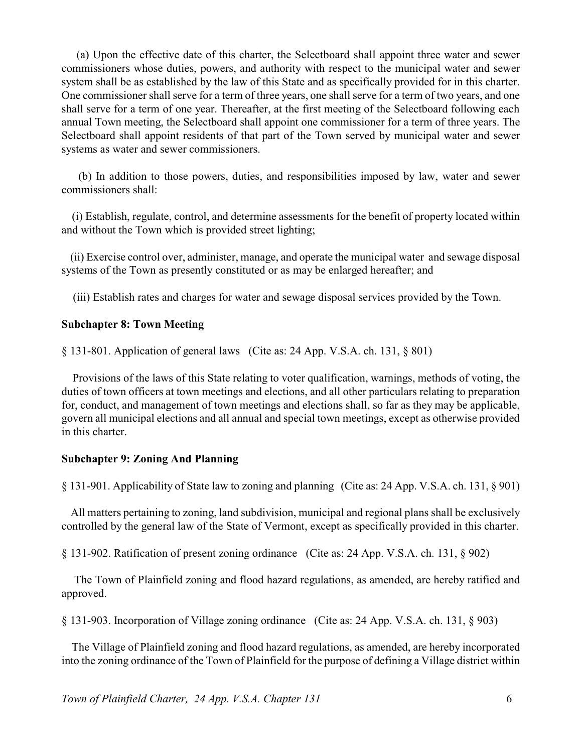(a) Upon the effective date of this charter, the Selectboard shall appoint three water and sewer commissioners whose duties, powers, and authority with respect to the municipal water and sewer system shall be as established by the law of this State and as specifically provided for in this charter. One commissioner shall serve for a term of three years, one shall serve for a term of two years, and one shall serve for a term of one year. Thereafter, at the first meeting of the Selectboard following each annual Town meeting, the Selectboard shall appoint one commissioner for a term of three years. The Selectboard shall appoint residents of that part of the Town served by municipal water and sewer systems as water and sewer commissioners.

(b) In addition to those powers, duties, and responsibilities imposed by law, water and sewer commissioners shall:

(i) Establish, regulate, control, and determine assessments for the benefit of property located within and without the Town which is provided street lighting;

(ii) Exercise control over, administer, manage, and operate the municipal water and sewage disposal systems of the Town as presently constituted or as may be enlarged hereafter; and

(iii) Establish rates and charges for water and sewage disposal services provided by the Town.

**Subchapter 8: Town Meeting**

§ 131-801. Application of general laws (Cite as: 24 App. V.S.A. ch. 131, § 801)

Provisions of the laws of this State relating to voter qualification, warnings, methods of voting, the duties of town officers at town meetings and elections, and all other particulars relating to preparation for, conduct, and management of town meetings and elections shall, so far as they may be applicable, govern all municipal elections and all annual and special town meetings, except as otherwise provided in this charter.

**Subchapter 9: Zoning And Planning**

§ 131-901. Applicability of State law to zoning and planning (Cite as: 24 App. V.S.A. ch. 131, § 901)

All matters pertaining to zoning, land subdivision, municipal and regional plans shall be exclusively controlled by the general law of the State of Vermont, except as specifically provided in this charter.

§ 131-902. Ratification of present zoning ordinance (Cite as: 24 App. V.S.A. ch. 131, § 902)

The Town of Plainfield zoning and flood hazard regulations, as amended, are hereby ratified and approved.

§ 131-903. Incorporation of Village zoning ordinance (Cite as: 24 App. V.S.A. ch. 131, § 903)

The Village of Plainfield zoning and flood hazard regulations, as amended, are hereby incorporated into the zoning ordinance of the Town of Plainfield for the purpose of defining a Village district within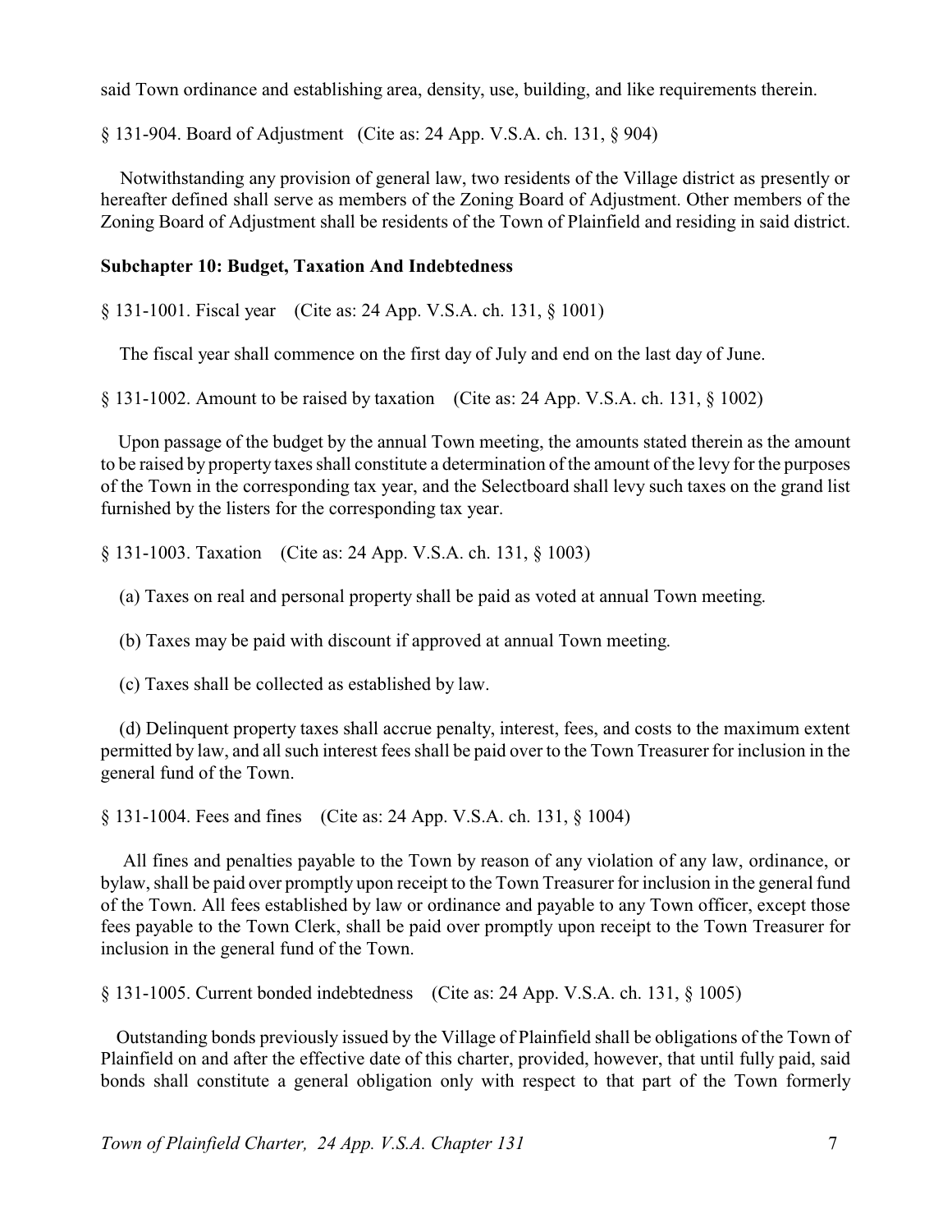said Town ordinance and establishing area, density, use, building, and like requirements therein.

§ 131-904. Board of Adjustment (Cite as: 24 App. V.S.A. ch. 131, § 904)

Notwithstanding any provision of general law, two residents of the Village district as presently or hereafter defined shall serve as members of the Zoning Board of Adjustment. Other members of the Zoning Board of Adjustment shall be residents of the Town of Plainfield and residing in said district.

### Subchapter 10: Budget, Taxation And Indebtedness

§ 131-1001. Fiscal year (Cite as: 24 App. V.S.A. ch. 131, § 1001)

The fiscal year shall commence on the first day of July and end on the last day of June.

§ 131-1002. Amount to be raised by taxation (Cite as: 24 App. V.S.A. ch. 131, § 1002)

Upon passage of the budget by the annual Town meeting, the amounts stated therein as the amount to be raised by property taxes shall constitute a determination of the amount of the levy for the purposes of the Town in the corresponding tax year, and the Selectboard shall levy such taxes on the grand list furnished by the listers for the corresponding tax year.

§ 131-1003. Taxation (Cite as: 24 App. V.S.A. ch. 131, § 1003)

(a) Taxes on real and personal property shall be paid as voted at annual Town meeting.

(b) Taxes may be paid with discount if approved at annual Town meeting.

(c) Taxes shall be collected as established by law.

(d) Delinquent property taxes shall accrue penalty, interest, fees, and costs to the maximum extent permitted by law, and all such interest fees shall be paid over to the Town Treasurer for inclusion in the general fund of the Town.

§ 131-1004. Fees and fines (Cite as: 24 App. V.S.A. ch. 131, § 1004)

All fines and penalties payable to the Town by reason of any violation of any law, ordinance, or bylaw, shall be paid over promptly upon receipt to the Town Treasurer for inclusion in the general fund of the Town. All fees established by law or ordinance and payable to any Town officer, except those fees payable to the Town Clerk, shall be paid over promptly upon receipt to the Town Treasurer for inclusion in the general fund of the Town.

§ 131-1005. Current bonded indebtedness (Cite as: 24 App. V.S.A. ch. 131, § 1005)

Outstanding bonds previously issued by the Village of Plainfield shall be obligations of the Town of Plainfield on and after the effective date of this charter, provided, however, that until fully paid, said bonds shall constitute a general obligation only with respect to that part of the Town formerly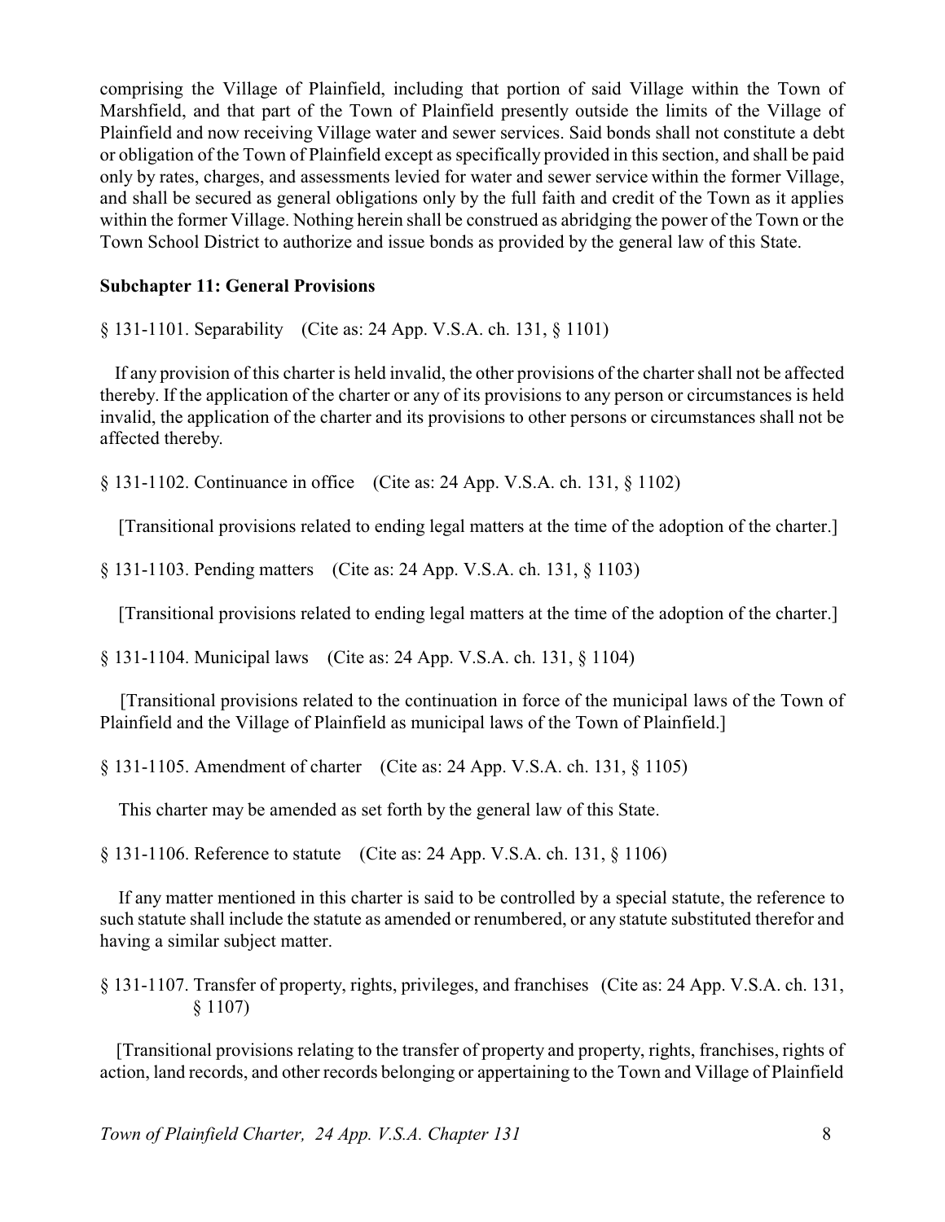comprising the Village of Plainfield, including that portion of said Village within the Town of Marshfield, and that part of the Town of Plainfield presently outside the limits of the Village of Plainfield and now receiving Village water and sewer services. Said bonds shall not constitute a debt or obligation of the Town of Plainfield except as specifically provided in this section, and shall be paid only by rates, charges, and assessments levied for water and sewer service within the former Village, and shall be secured as general obligations only by the full faith and credit of the Town as it applies within the former Village. Nothing herein shall be construed as abridging the power of the Town or the Town School District to authorize and issue bonds as provided by the general law of this State.

**Subchapter 11: General Provisions**

§ 131-1101. Separability (Cite as: 24 App. V.S.A. ch. 131, § 1101)

If any provision of this charter is held invalid, the other provisions of the charter shall not be affected thereby. If the application of the charter or any of its provisions to any person or circumstances is held invalid, the application of the charter and its provisions to other persons or circumstances shall not be affected thereby.

§ 131-1102. Continuance in office (Cite as: 24 App. V.S.A. ch. 131, § 1102)

[Transitional provisions related to ending legal matters at the time of the adoption of the charter.]

§ 131-1103. Pending matters (Cite as: 24 App. V.S.A. ch. 131, § 1103)

[Transitional provisions related to ending legal matters at the time of the adoption of the charter.]

§ 131-1104. Municipal laws (Cite as: 24 App. V.S.A. ch. 131, § 1104)

[Transitional provisions related to the continuation in force of the municipal laws of the Town of Plainfield and the Village of Plainfield as municipal laws of the Town of Plainfield.]

§ 131-1105. Amendment of charter (Cite as: 24 App. V.S.A. ch. 131, § 1105)

This charter may be amended as set forth by the general law of this State.

§ 131-1106. Reference to statute (Cite as: 24 App. V.S.A. ch. 131, § 1106)

If any matter mentioned in this charter is said to be controlled by a special statute, the reference to such statute shall include the statute as amended or renumbered, or any statute substituted therefor and having a similar subject matter.

§ 131-1107. Transfer of property, rights, privileges, and franchises (Cite as: 24 App. V.S.A. ch. 131, § 1107)

[Transitional provisions relating to the transfer of property and property, rights, franchises, rights of action, land records, and other records belonging or appertaining to the Town and Village of Plainfield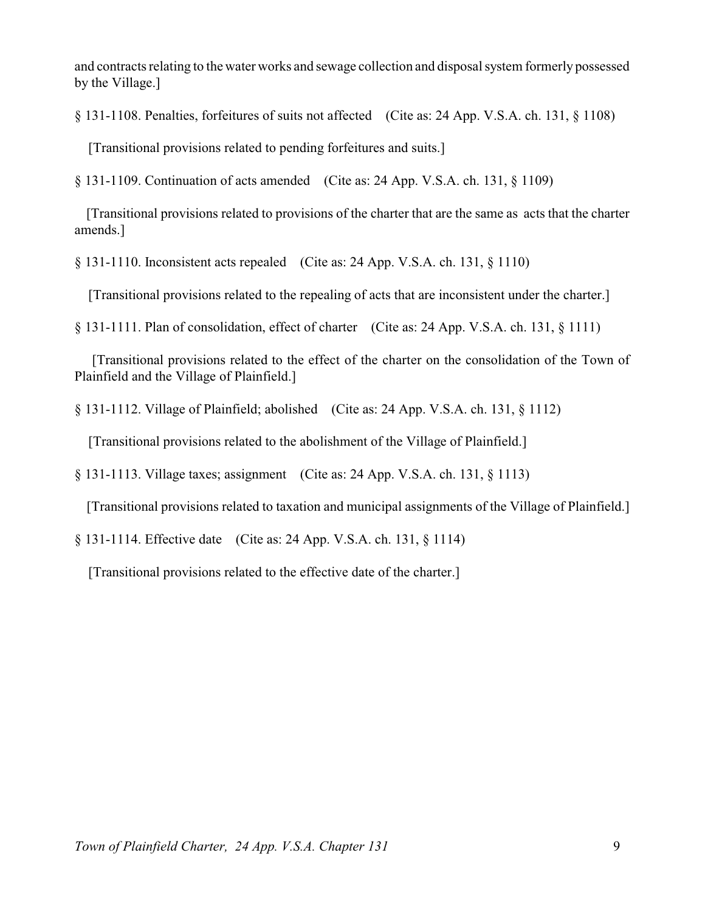and contracts relating to the water works and sewage collection and disposal system formerly possessed by the Village.]

§ 131-1108. Penalties, forfeitures of suits not affected (Cite as: 24 App. V.S.A. ch. 131, § 1108)

[Transitional provisions related to pending forfeitures and suits.]

§ 131-1109. Continuation of acts amended (Cite as: 24 App. V.S.A. ch. 131, § 1109)

[Transitional provisions related to provisions of the charter that are the same as acts that the charter amends.]

§ 131-1110. Inconsistent acts repealed (Cite as: 24 App. V.S.A. ch. 131, § 1110)

[Transitional provisions related to the repealing of acts that are inconsistent under the charter.]

§ 131-1111. Plan of consolidation, effect of charter (Cite as: 24 App. V.S.A. ch. 131, § 1111)

[Transitional provisions related to the effect of the charter on the consolidation of the Town of Plainfield and the Village of Plainfield.]

§ 131-1112. Village of Plainfield; abolished (Cite as: 24 App. V.S.A. ch. 131, § 1112)

[Transitional provisions related to the abolishment of the Village of Plainfield.]

§ 131-1113. Village taxes; assignment (Cite as: 24 App. V.S.A. ch. 131, § 1113)

[Transitional provisions related to taxation and municipal assignments of the Village of Plainfield.]

§ 131-1114. Effective date (Cite as: 24 App. V.S.A. ch. 131, § 1114)

[Transitional provisions related to the effective date of the charter.]